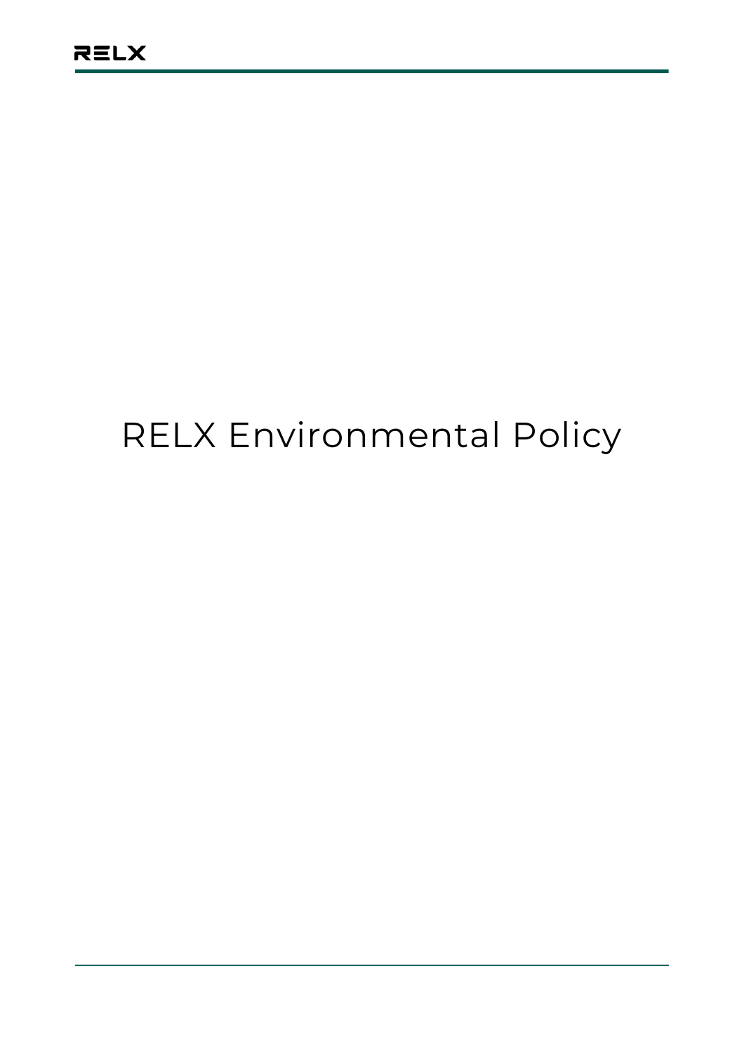# RELX Environmental Policy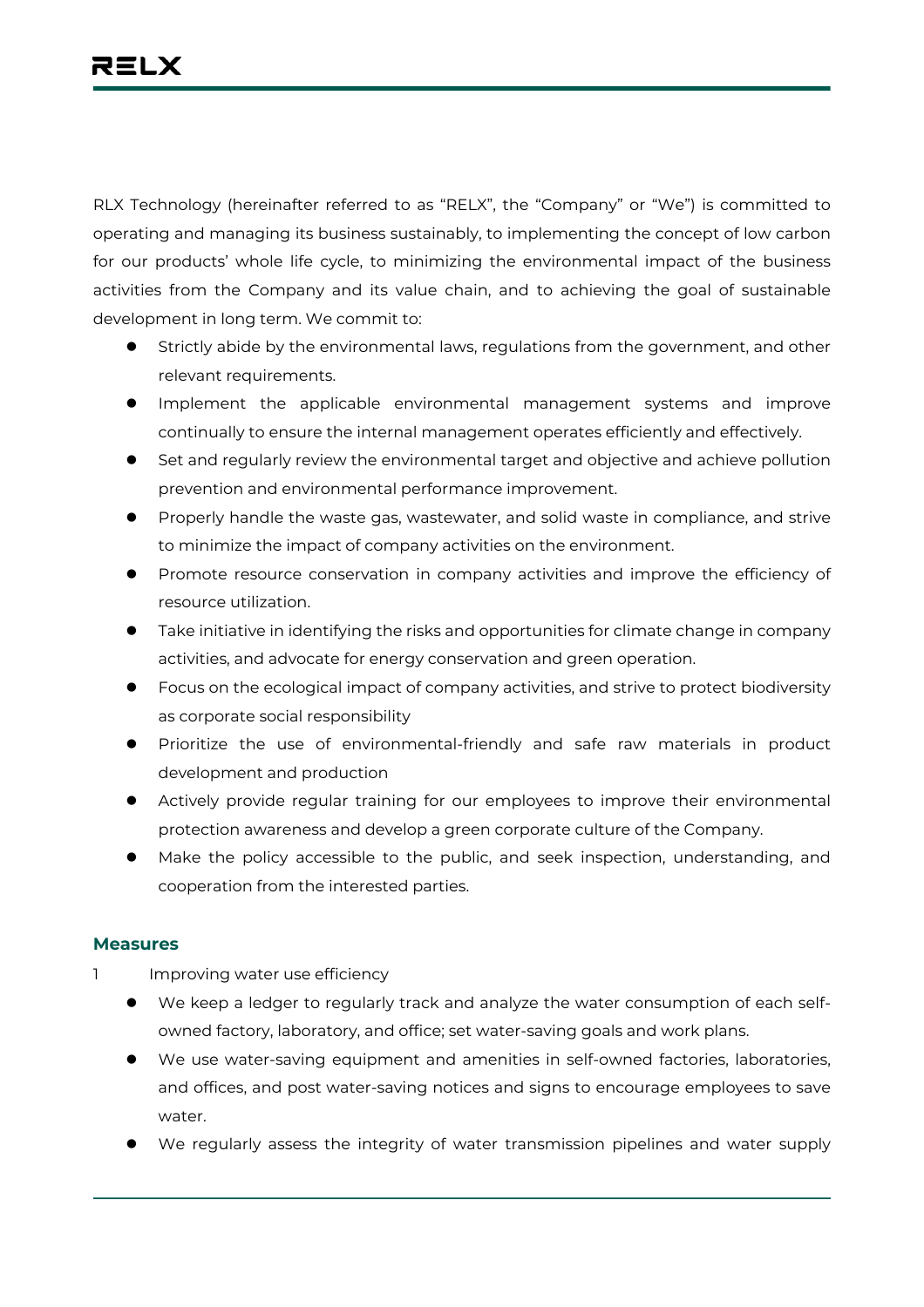RLX Technology (hereinafter referred to as "RELX", the "Company" or "We") is committed to operating and managing its business sustainably, to implementing the concept of low carbon for our products' whole life cycle, to minimizing the environmental impact of the business activities from the Company and its value chain, and to achieving the goal of sustainable development in long term. We commit to:

- Strictly abide by the environmental laws, regulations from the government, and other relevant requirements.
- Implement the applicable environmental management systems and improve continually to ensure the internal management operates efficiently and effectively.
- Set and regularly review the environmental target and objective and achieve pollution prevention and environmental performance improvement.
- Properly handle the waste gas, wastewater, and solid waste in compliance, and strive to minimize the impact of company activities on the environment.
- Promote resource conservation in company activities and improve the efficiency of resource utilization.
- Take initiative in identifying the risks and opportunities for climate change in company activities, and advocate for energy conservation and green operation.
- Focus on the ecological impact of company activities, and strive to protect biodiversity as corporate social responsibility
- Prioritize the use of environmental-friendly and safe raw materials in product development and production
- Actively provide regular training for our employees to improve their environmental protection awareness and develop a green corporate culture of the Company.
- Make the policy accessible to the public, and seek inspection, understanding, and cooperation from the interested parties.

### Measures

1 Improving water use efficiency

- We keep a ledger to regularly track and analyze the water consumption of each self-owned factory, laboratory, and office; set water-saving goals and work plans.
- We use water-saving equipment and amenities in self-owned factories, laboratories, and offices, and post water-saving notices and signs to encourage employees to save water.
- We regularly assess the integrity of water transmission pipelines and water supply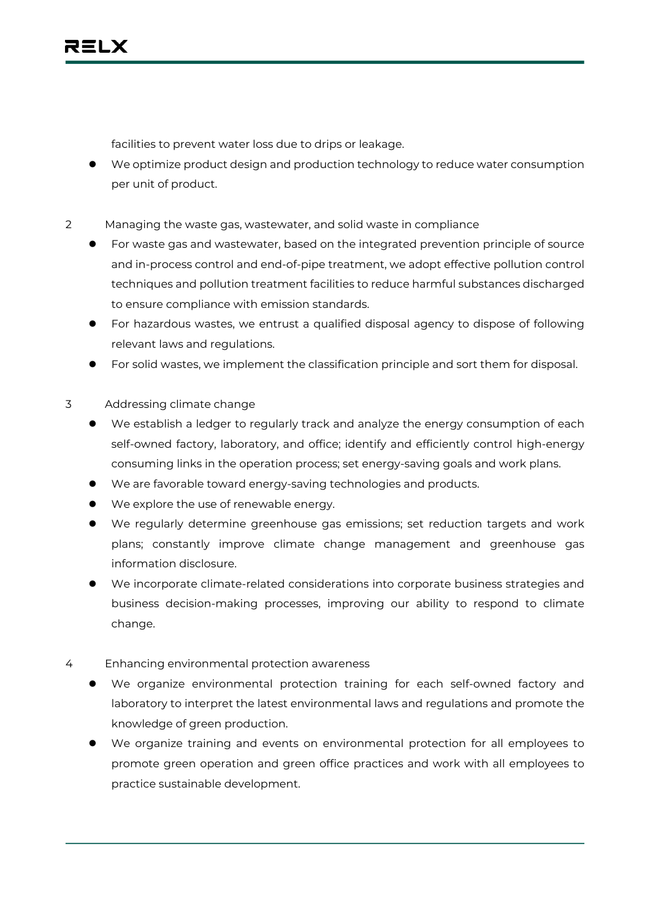facilities to prevent water loss due to drips or leakage.

- We optimize product design and production technology to reduce water consumption per unit of product.

2 Managing the waste gas, wastewater, and solid waste in compliance

- For waste gas and wastewater, based on the integrated prevention principle of source and in-process control and end-of-pipe treatment, we adopt effective pollution control techniques and pollution treatment facilities to reduce harmful substances discharged to ensure compliance with emission standards.
- For hazardous wastes, we entrust a qualified disposal agency to dispose of following relevant laws and regulations.
- For solid wastes, we implement the classification principle and sort them for disposal.

3 Addressing climate change

- We establish a ledger to regularly track and analyze the energy consumption of each self-owned factory, laboratory, and office; identify and efficiently control high-energy consuming links in the operation process; set energy-saving goals and work plans.
- We are favorable toward energy-saving technologies and products.
- We explore the use of renewable energy.
- We regularly determine greenhouse gas emissions; set reduction targets and work plans; constantly improve climate change management and greenhouse gas information disclosure.
- We incorporate climate-related considerations into corporate business strategies and business decision-making processes, improving our ability to respond to climate change.

4 Enhancing environmental protection awareness

- We organize environmental protection training for each self-owned factory and laboratory to interpret the latest environmental laws and regulations and promote the knowledge of green production.
- We organize training and events on environmental protection for all employees to promote green operation and green office practices and work with all employees to practice sustainable development.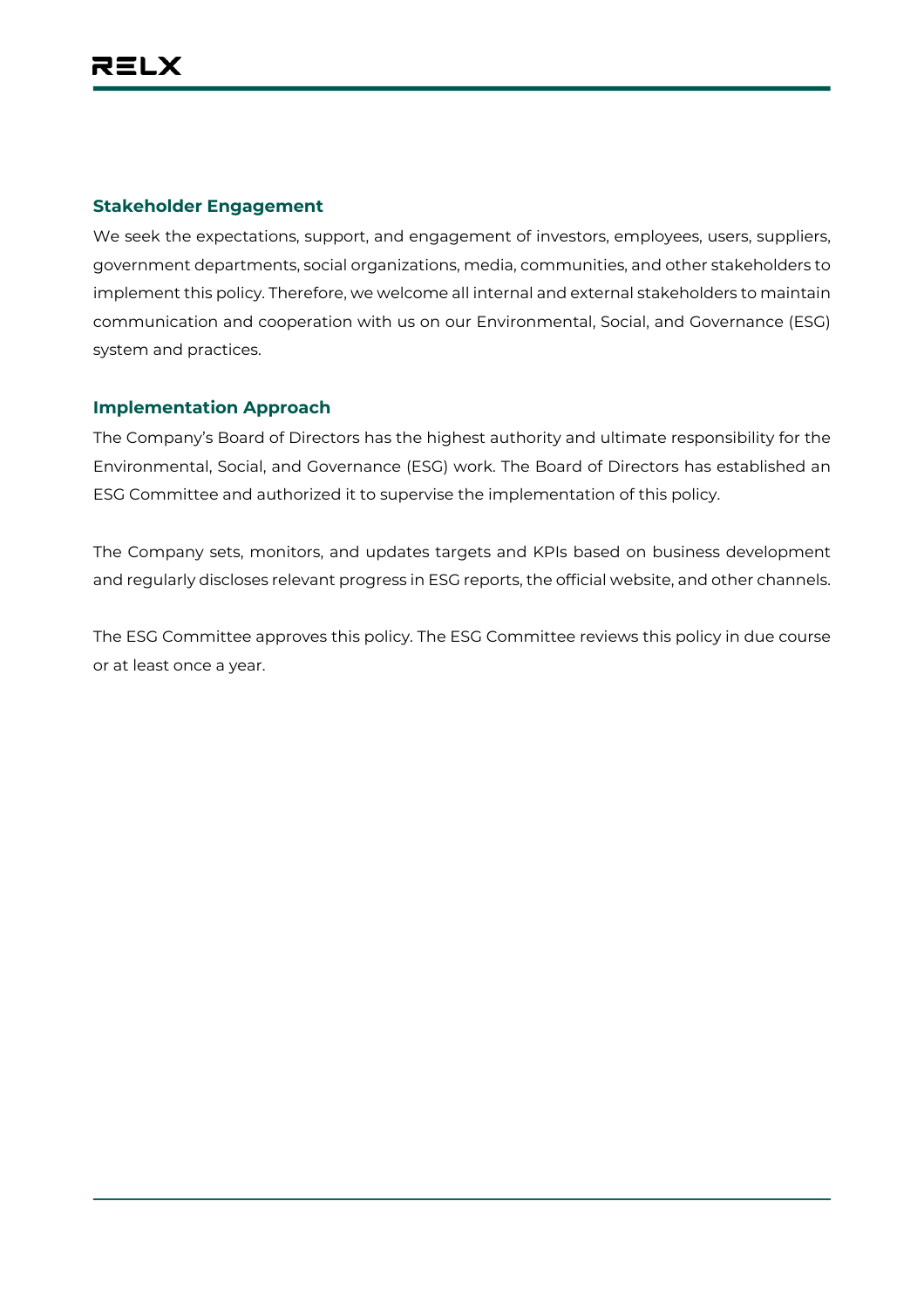## Stakeholder Engagement

We seek the expectations, support, and engagement of investors, employees, users, suppliers, government departments, social organizations, media, communities, and other stakeholders to implement this policy. Therefore, we welcome all internal and external stakeholders to maintain communication and cooperation with us on our Environmental, Social, and Governance (ESG) system and practices.

## Implementation Approach

The Company's Board of Directors has the highest authority and ultimate responsibility for the Environmental, Social, and Governance (ESG) work. The Board of Directors has established an ESG Committee and authorized it to supervise the implementation of this policy.

The Company sets, monitors, and updates targets and KPIs based on business development and regularly discloses relevant progress in ESG reports, the official website, and other channels.

The ESG Committee approves this policy. The ESG Committee reviews this policy in due course or at least once a year.